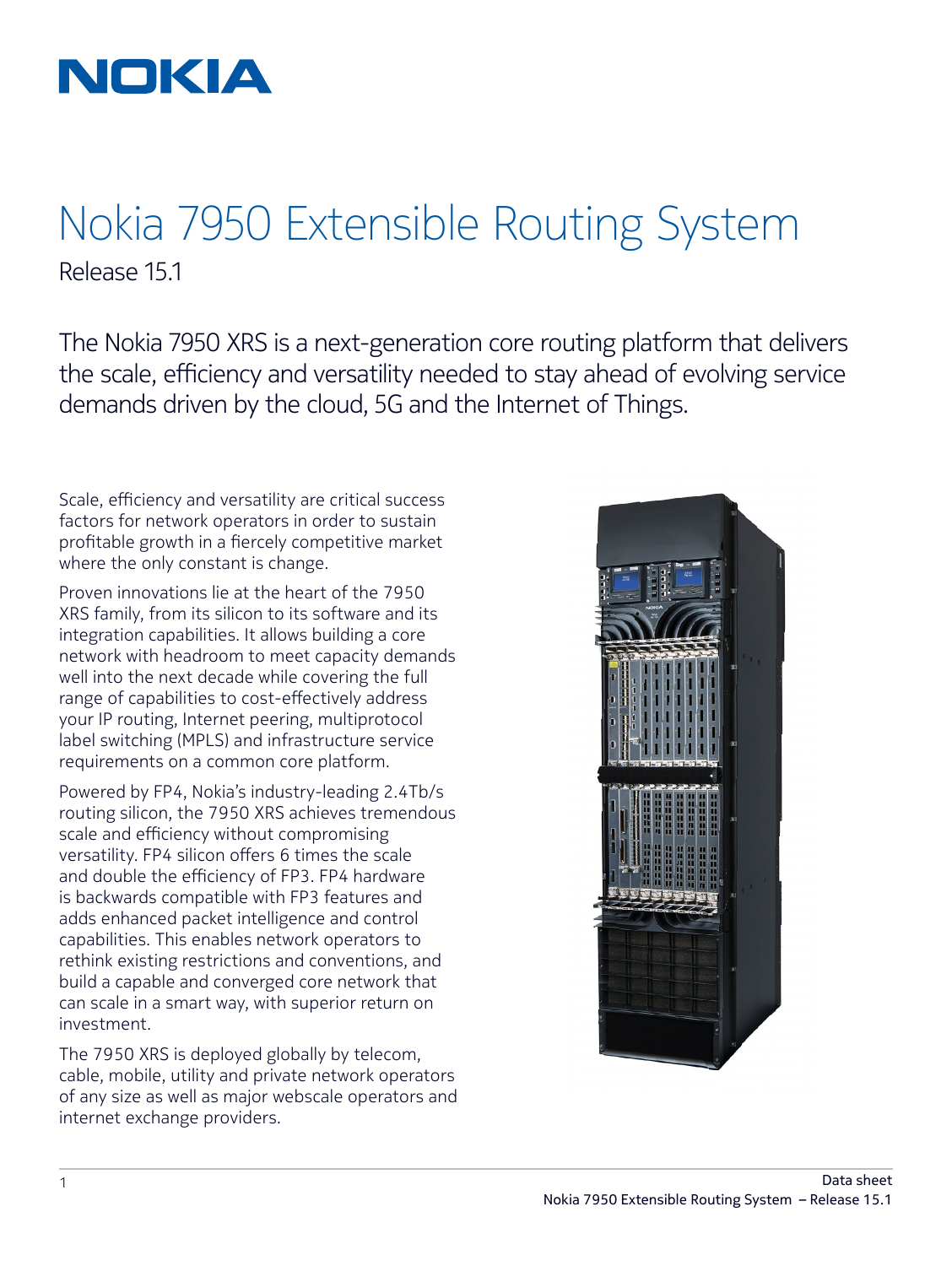NOKIA

# Nokia 7950 Extensible Routing System

Release 15.1

The Nokia 7950 XRS is a next-generation core routing platform that delivers the scale, efficiency and versatility needed to stay ahead of evolving service demands driven by the cloud, 5G and the Internet of Things.

Scale, efficiency and versatility are critical success factors for network operators in order to sustain profitable growth in a fiercely competitive market where the only constant is change.

Proven innovations lie at the heart of the 7950 XRS family, from its silicon to its software and its integration capabilities. It allows building a core network with headroom to meet capacity demands well into the next decade while covering the full range of capabilities to cost-effectively address your IP routing, Internet peering, multiprotocol label switching (MPLS) and infrastructure service requirements on a common core platform.

Powered by FP4, Nokia's industry-leading 2.4Tb/s routing silicon, the 7950 XRS achieves tremendous scale and efficiency without compromising versatility. FP4 silicon offers 6 times the scale and double the efficiency of FP3. FP4 hardware is backwards compatible with FP3 features and adds enhanced packet intelligence and control capabilities. This enables network operators to rethink existing restrictions and conventions, and build a capable and converged core network that can scale in a smart way, with superior return on investment.

The 7950 XRS is deployed globally by telecom, cable, mobile, utility and private network operators of any size as well as major webscale operators and internet exchange providers.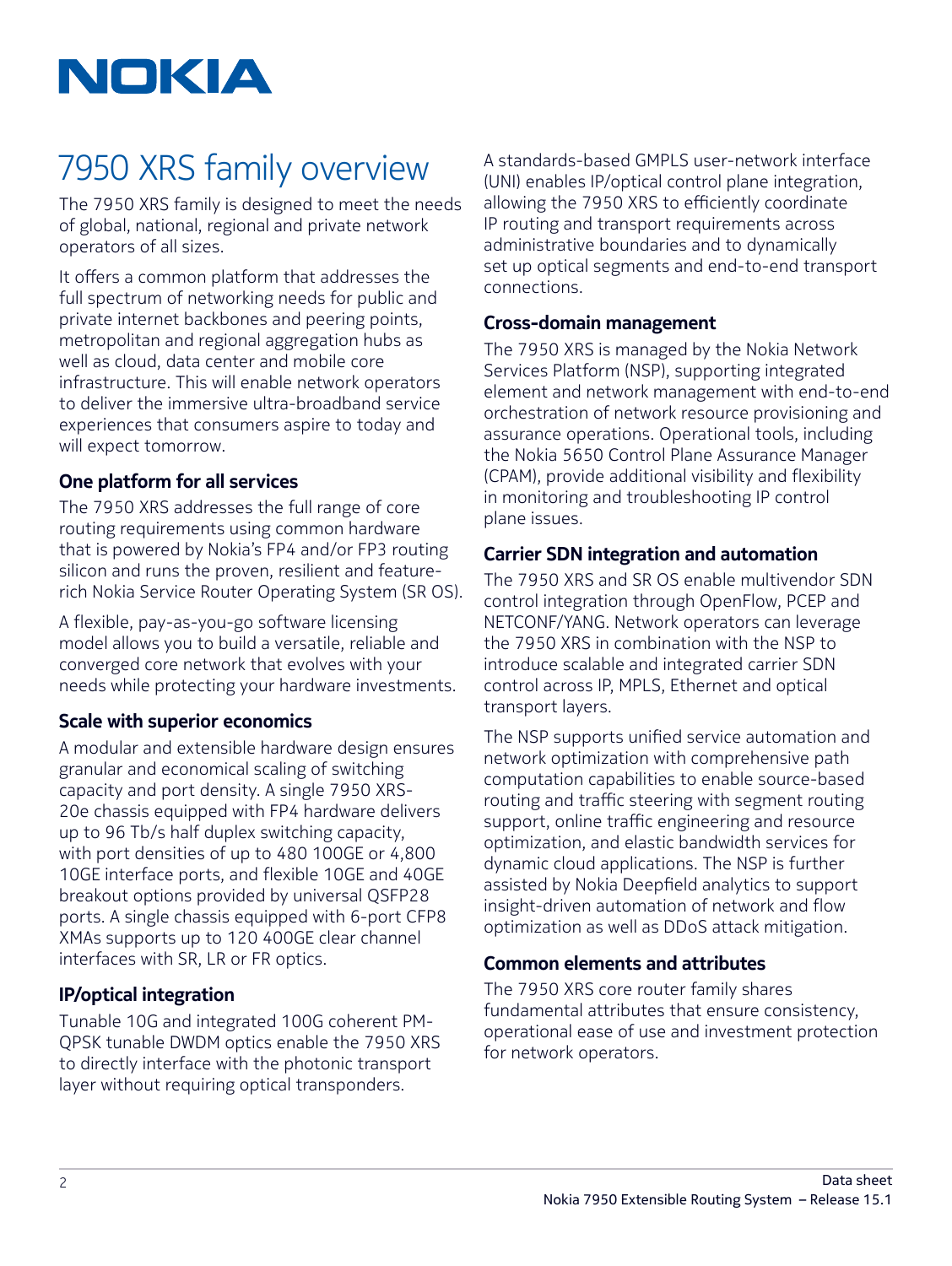# 7950 XRS family overview

The 7950 XRS family is designed to meet the needs of global, national, regional and private network operators of all sizes.

It offers a common platform that addresses the full spectrum of networking needs for public and private internet backbones and peering points, metropolitan and regional aggregation hubs as well as cloud, data center and mobile core infrastructure. This will enable network operators to deliver the immersive ultra-broadband service experiences that consumers aspire to today and will expect tomorrow.

### One platform for all services

The 7950 XRS addresses the full range of core routing requirements using common hardware that is powered by Nokia's FP4 and/or FP3 routing silicon and runs the proven, resilient and feature-rich Nokia Service Router Operating System (SR OS).

A flexible, pay-as-you-go software licensing model allows you to build a versatile, reliable and converged core network that evolves with your needs while protecting your hardware investments.

### Scale with superior economics

A modular and extensible hardware design ensures granular and economical scaling of switching capacity and port density. A single 7950 XRS-20e chassis equipped with FP4 hardware delivers up to 96 Tb/s half duplex switching capacity, with port densities of up to 480 100GE or 4,800 10GE interface ports, and flexible 10GE and 40GE breakout options provided by universal QSFP28 ports. A single chassis equipped with 6-port CFP8 XMAs supports up to 120 400GE clear channel interfaces with SR, LR or FR optics.

### IP/optical integration

Tunable 10G and integrated 100G coherent PM-QPSK tunable DWDM optics enable the 7950 XRS to directly interface with the photonic transport layer without requiring optical transponders.

A standards-based GMPLS user-network interface (UNI) enables IP/optical control plane integration, allowing the 7950 XRS to efficiently coordinate IP routing and transport requirements across administrative boundaries and to dynamically set up optical segments and end-to-end transport connections.

### Cross-domain management

The 7950 XRS is managed by the Nokia Network Services Platform (NSP), supporting integrated element and network management with end-to-end orchestration of network resource provisioning and assurance operations. Operational tools, including the Nokia 5650 Control Plane Assurance Manager (CPAM), provide additional visibility and flexibility in monitoring and troubleshooting IP control plane issues.

### Carrier SDN integration and automation

The 7950 XRS and SR OS enable multivendor SDN control integration through OpenFlow, PCEP and NETCONF/YANG. Network operators can leverage the 7950 XRS in combination with the NSP to introduce scalable and integrated carrier SDN control across IP, MPLS, Ethernet and optical transport layers.

The NSP supports unified service automation and network optimization with comprehensive path computation capabilities to enable source-based routing and traffic steering with segment routing support, online traffic engineering and resource optimization, and elastic bandwidth services for dynamic cloud applications. The NSP is further assisted by Nokia Deepfield analytics to support insight-driven automation of network and flow optimization as well as DDoS attack mitigation.

### Common elements and attributes

The 7950 XRS core router family shares fundamental attributes that ensure consistency, operational ease of use and investment protection for network operators.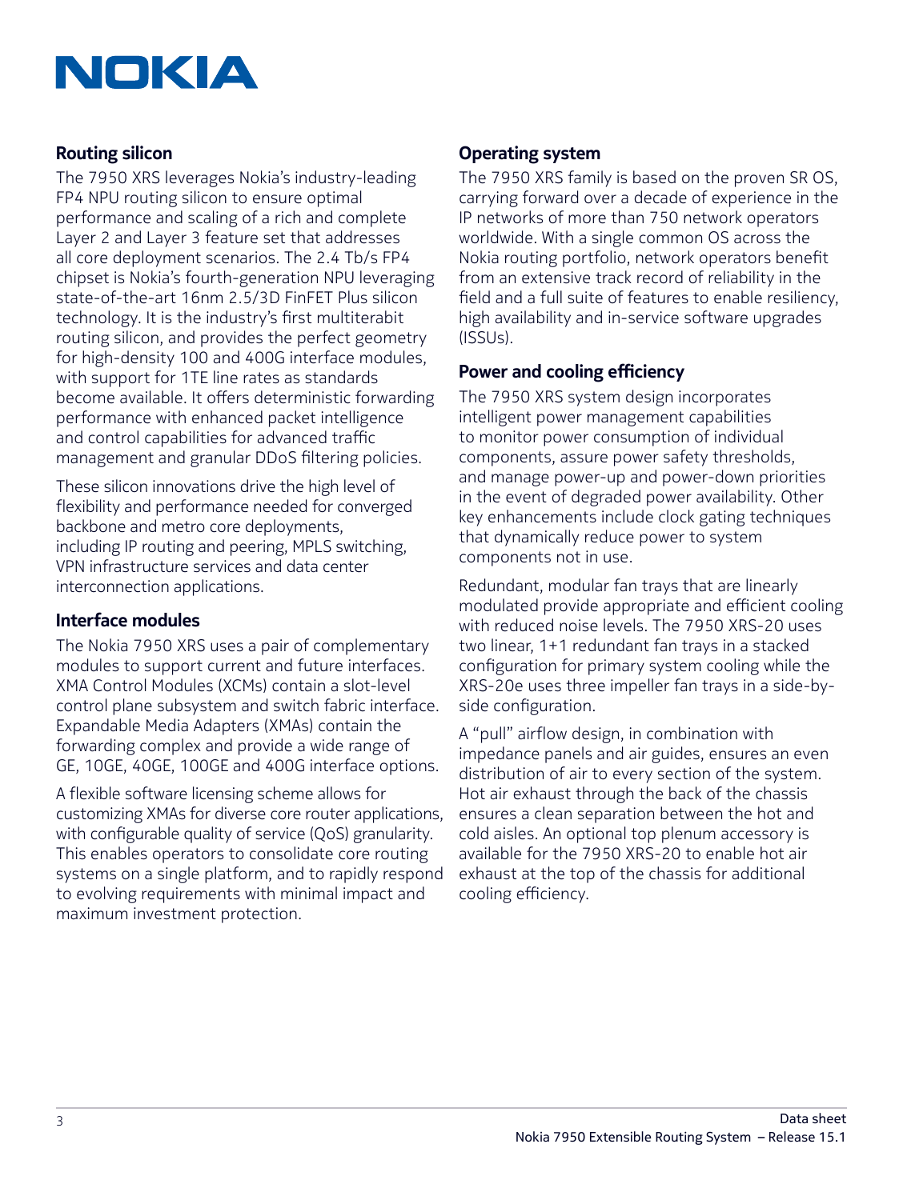### Routing silicon

The 7950 XRS leverages Nokia's industry-leading FP4 NPU routing silicon to ensure optimal performance and scaling of a rich and complete Layer 2 and Layer 3 feature set that addresses all core deployment scenarios. The 2.4 Tb/s FP4 chipset is Nokia's fourth-generation NPU leveraging state-of-the-art 16nm 2.5/3D FinFET Plus silicon technology. It is the industry's first multiterabit routing silicon, and provides the perfect geometry for high-density 100 and 400G interface modules, with support for 1TE line rates as standards become available. It offers deterministic forwarding performance with enhanced packet intelligence and control capabilities for advanced traffic management and granular DDoS filtering policies.

These silicon innovations drive the high level of flexibility and performance needed for converged backbone and metro core deployments, including IP routing and peering, MPLS switching, VPN infrastructure services and data center interconnection applications.

### Interface modules

The Nokia 7950 XRS uses a pair of complementary modules to support current and future interfaces. XMA Control Modules (XCMs) contain a slot-level control plane subsystem and switch fabric interface. Expandable Media Adapters (XMAs) contain the forwarding complex and provide a wide range of GE, 10GE, 40GE, 100GE and 400G interface options.

A flexible software licensing scheme allows for customizing XMAs for diverse core router applications, with configurable quality of service (QoS) granularity. This enables operators to consolidate core routing systems on a single platform, and to rapidly respond to evolving requirements with minimal impact and maximum investment protection.

### Operating system

The 7950 XRS family is based on the proven SR OS, carrying forward over a decade of experience in the IP networks of more than 750 network operators worldwide. With a single common OS across the Nokia routing portfolio, network operators benefit from an extensive track record of reliability in the field and a full suite of features to enable resiliency, high availability and in-service software upgrades (ISSUs).

### Power and cooling efficiency

The 7950 XRS system design incorporates intelligent power management capabilities to monitor power consumption of individual components, assure power safety thresholds, and manage power-up and power-down priorities in the event of degraded power availability. Other key enhancements include clock gating techniques that dynamically reduce power to system components not in use.

Redundant, modular fan trays that are linearly modulated provide appropriate and efficient cooling with reduced noise levels. The 7950 XRS-20 uses two linear, 1+1 redundant fan trays in a stacked configuration for primary system cooling while the XRS-20e uses three impeller fan trays in a side-by-side configuration.

A "pull" airflow design, in combination with impedance panels and air guides, ensures an even distribution of air to every section of the system. Hot air exhaust through the back of the chassis ensures a clean separation between the hot and cold aisles. An optional top plenum accessory is available for the 7950 XRS-20 to enable hot air exhaust at the top of the chassis for additional cooling efficiency.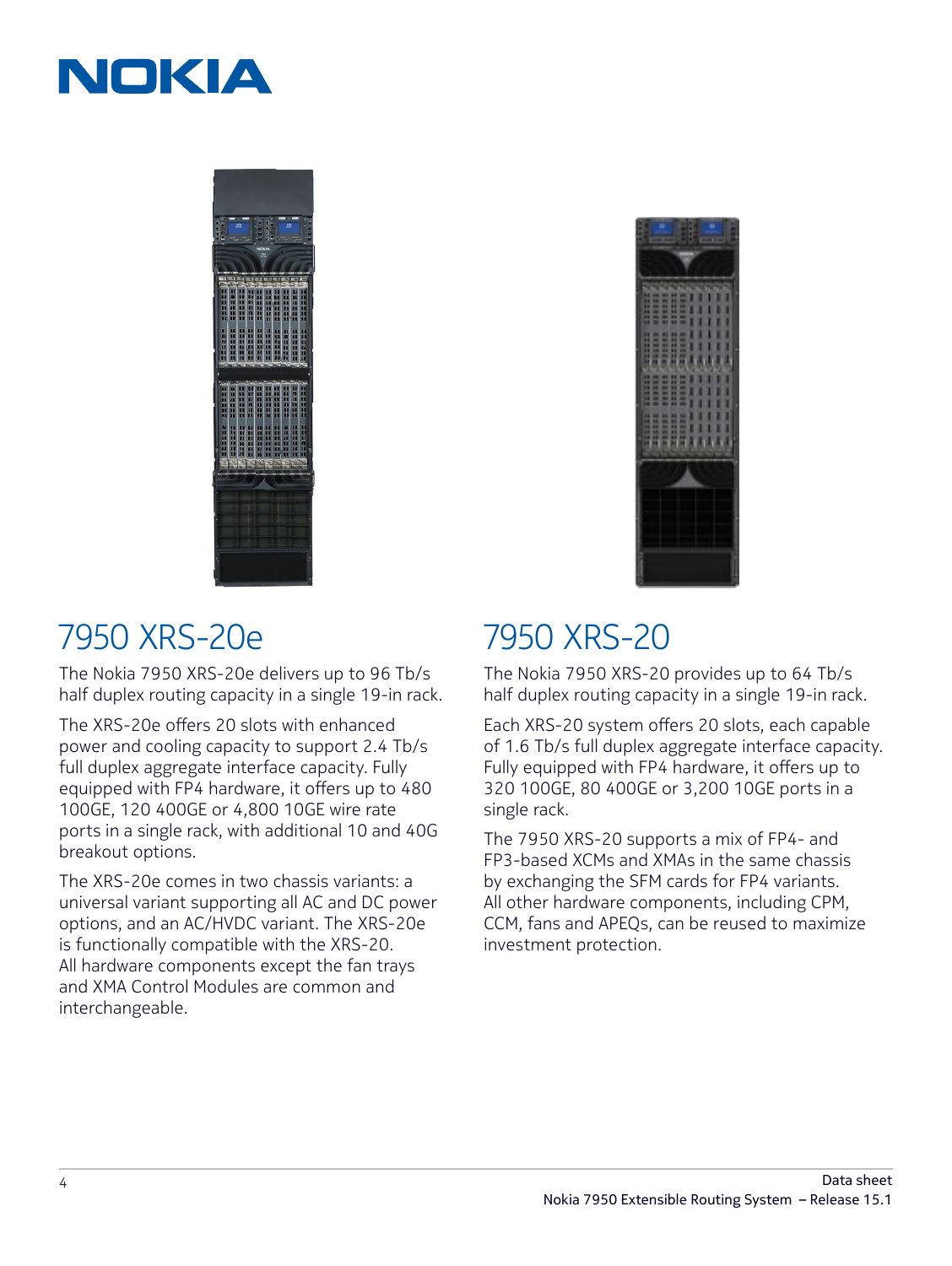## 7950 XRS-20e

The Nokia 7950 XRS-20e delivers up to 96 Tb/s half duplex routing capacity in a single 19-in rack.

The XRS-20e offers 20 slots with enhanced power and cooling capacity to support 2.4 Tb/s full duplex aggregate interface capacity. Fully equipped with FP4 hardware, it offers up to 480 100GE, 120 400GE or 4,800 10GE wire rate ports in a single rack, with additional 10 and 40G breakout options.

The XRS-20e comes in two chassis variants: a universal variant supporting all AC and DC power options, and an AC/HVDC variant. The XRS-20e is functionally compatible with the XRS-20. All hardware components except the fan trays and XMA Control Modules are common and interchangeable.

## 7950 XRS-20

The Nokia 7950 XRS-20 provides up to 64 Tb/s half duplex routing capacity in a single 19-in rack.

Each XRS-20 system offers 20 slots, each capable of 1.6 Tb/s full duplex aggregate interface capacity. Fully equipped with FP4 hardware, it offers up to 320 100GE, 80 400GE or 3,200 10GE ports in a single rack.

The 7950 XRS-20 supports a mix of FP4- and FP3-based XCMs and XMAs in the same chassis by exchanging the SFM cards for FP4 variants. All other hardware components, including CPM, CCM, fans and APEQs, can be reused to maximize investment protection.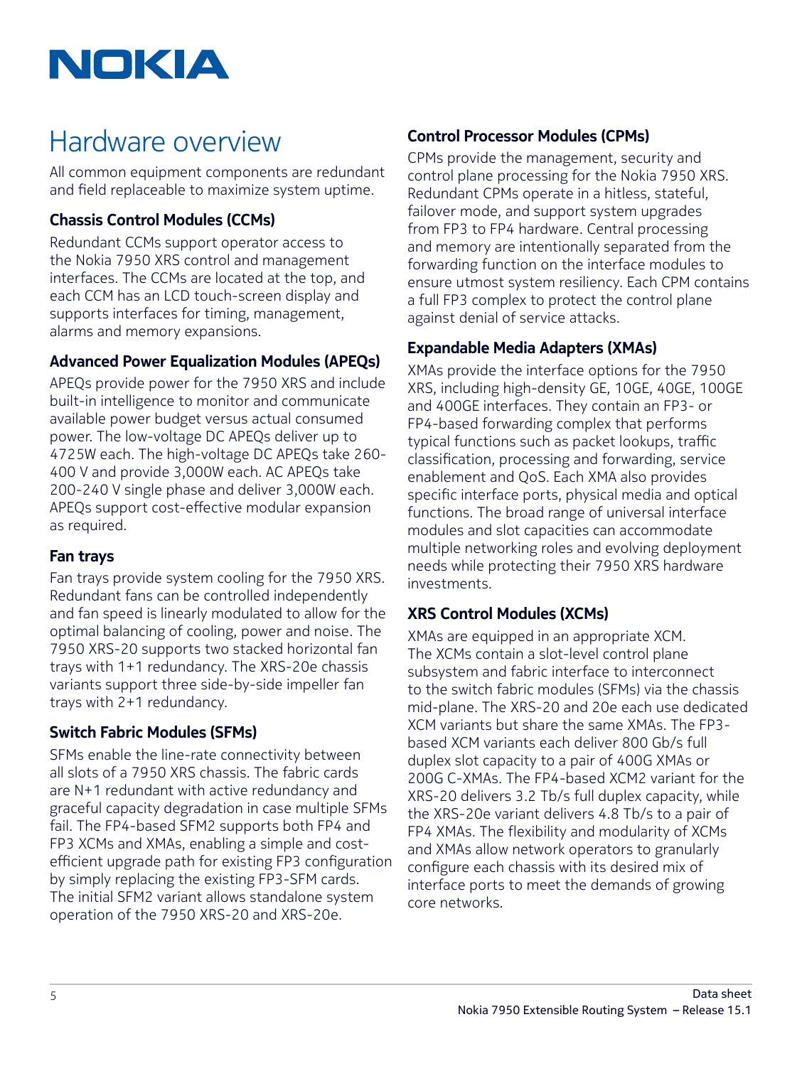# Hardware overview

All common equipment components are redundant and field replaceable to maximize system uptime.

### Chassis Control Modules (CCMs)

Redundant CCMs support operator access to the Nokia 7950 XRS control and management interfaces. The CCMs are located at the top, and each CCM has an LCD touch-screen display and supports interfaces for timing, management, alarms and memory expansions.

### Advanced Power Equalization Modules (APEQs)

APEQs provide power for the 7950 XRS and include built-in intelligence to monitor and communicate available power budget versus actual consumed power. The low-voltage DC APEQs deliver up to 4725W each. The high-voltage DC APEQs take 260-400 V and provide 3,000W each. AC APEQs take 200-240 V single phase and deliver 3,000W each. APEQs support cost-effective modular expansion as required.

### Fan trays

Fan trays provide system cooling for the 7950 XRS. Redundant fans can be controlled independently and fan speed is linearly modulated to allow for the optimal balancing of cooling, power and noise. The 7950 XRS-20 supports two stacked horizontal fan trays with 1+1 redundancy. The XRS-20e chassis variants support three side-by-side impeller fan trays with 2+1 redundancy.

### Switch Fabric Modules (SFMs)

SFMs enable the line-rate connectivity between all slots of a 7950 XRS chassis. The fabric cards are N+1 redundant with active redundancy and graceful capacity degradation in case multiple SFMs fail. The FP4-based SFM2 supports both FP4 and FP3 XCMs and XMAs, enabling a simple and cost-efficient upgrade path for existing FP3 configuration by simply replacing the existing FP3-SFM cards. The initial SFM2 variant allows standalone system operation of the 7950 XRS-20 and XRS-20e.

### Control Processor Modules (CPMs)

CPMs provide the management, security and control plane processing for the Nokia 7950 XRS. Redundant CPMs operate in a hitless, stateful, failover mode, and support system upgrades from FP3 to FP4 hardware. Central processing and memory are intentionally separated from the forwarding function on the interface modules to ensure utmost system resiliency. Each CPM contains a full FP3 complex to protect the control plane against denial of service attacks.

### Expandable Media Adapters (XMAs)

XMAs provide the interface options for the 7950 XRS, including high-density GE, 10GE, 40GE, 100GE and 400GE interfaces. They contain an FP3- or FP4-based forwarding complex that performs typical functions such as packet lookups, traffic classification, processing and forwarding, service enablement and QoS. Each XMA also provides specific interface ports, physical media and optical functions. The broad range of universal interface modules and slot capacities can accommodate multiple networking roles and evolving deployment needs while protecting their 7950 XRS hardware investments.

### XRS Control Modules (XCMs)

XMAs are equipped in an appropriate XCM. The XCMs contain a slot-level control plane subsystem and fabric interface to interconnect to the switch fabric modules (SFMs) via the chassis mid-plane. The XRS-20 and 20e each use dedicated XCM variants but share the same XMAs. The FP3-based XCM variants each deliver 800 Gb/s full duplex slot capacity to a pair of 400G XMAs or 200G C-XMAs. The FP4-based XCM2 variant for the XRS-20 delivers 3.2 Tb/s full duplex capacity, while the XRS-20e variant delivers 4.8 Tb/s to a pair of FP4 XMAs. The flexibility and modularity of XCMs and XMAs allow network operators to granularly configure each chassis with its desired mix of interface ports to meet the demands of growing core networks.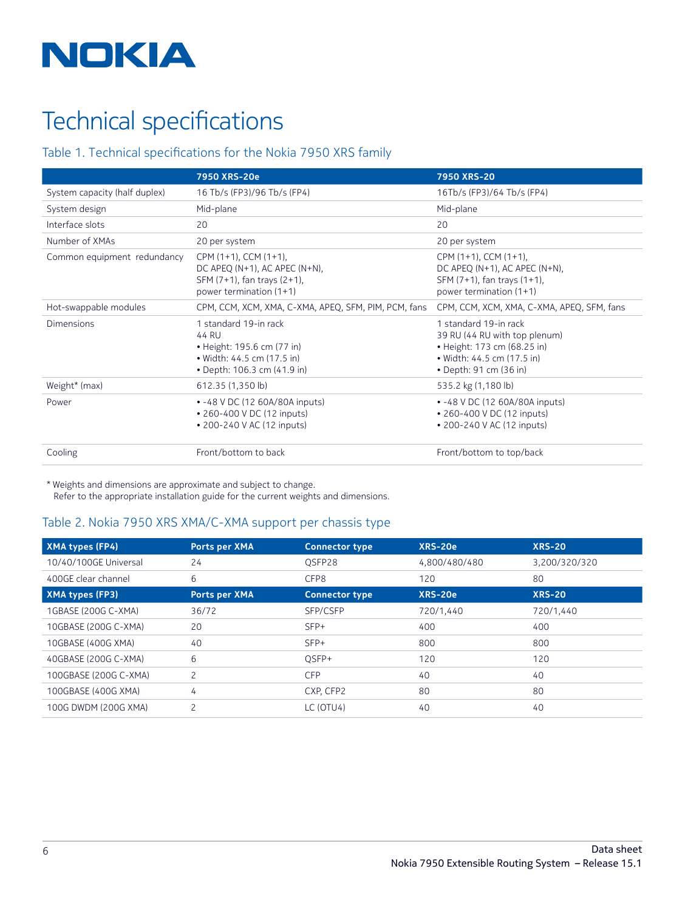# Technical specifications

## Table 1. Technical specifications for the Nokia 7950 XRS family

| | 7950 XRS-20e | 7950 XRS-20 |
|---|---|---|
| System capacity (half duplex) | 16 Tb/s (FP3)/96 Tb/s (FP4) | 16Tb/s (FP3)/64 Tb/s (FP4) |
| System design | Mid-plane | Mid-plane |
| Interface slots | 20 | 20 |
| Number of XMAs | 20 per system | 20 per system |
| Common equipment redundancy | CPM (1+1), CCM (1+1),<br>DC APEQ (N+1), AC APEC (N+N),<br>SFM (7+1), fan trays (2+1),<br>power termination (1+1) | CPM (1+1), CCM (1+1),<br>DC APEQ (N+1), AC APEC (N+N),<br>SFM (7+1), fan trays (1+1),<br>power termination (1+1) |
| Hot-swappable modules | CPM, CCM, XCM, XMA, C-XMA, APEQ, SFM, PIM, PCM, fans | CPM, CCM, XCM, XMA, C-XMA, APEQ, SFM, fans |
| Dimensions | 1 standard 19-in rack<br>44 RU<br>• Height: 195.6 cm (77 in)<br>• Width: 44.5 cm (17.5 in)<br>• Depth: 106.3 cm (41.9 in) | 1 standard 19-in rack<br>39 RU (44 RU with top plenum)<br>• Height: 173 cm (68.25 in)<br>• Width: 44.5 cm (17.5 in)<br>• Depth: 91 cm (36 in) |
| Weight* (max) | 612.35 (1,350 lb) | 535.2 kg (1,180 lb) |
| Power | • -48 V DC (12 60A/80A inputs)<br>• 260-400 V DC (12 inputs)<br>• 200-240 V AC (12 inputs) | • -48 V DC (12 60A/80A inputs)<br>• 260-400 V DC (12 inputs)<br>• 200-240 V AC (12 inputs) |
| Cooling | Front/bottom to back | Front/bottom to top/back |

\* Weights and dimensions are approximate and subject to change.
Refer to the appropriate installation guide for the current weights and dimensions.

## Table 2. Nokia 7950 XRS XMA/C-XMA support per chassis type

| XMA types (FP4) | Ports per XMA | Connector type | XRS-20e | XRS-20 |
|---|---|---|---|---|
| 10/40/100GE Universal | 24 | QSFP28 | 4,800/480/480 | 3,200/320/320 |
| 400GE clear channel | 6 | CFP8 | 120 | 80 |
| **XMA types (FP3)** | **Ports per XMA** | **Connector type** | **XRS-20e** | **XRS-20** |
| 1GBASE (200G C-XMA) | 36/72 | SFP/CSFP | 720/1,440 | 720/1,440 |
| 10GBASE (200G C-XMA) | 20 | SFP+ | 400 | 400 |
| 10GBASE (400G XMA) | 40 | SFP+ | 800 | 800 |
| 40GBASE (200G C-XMA) | 6 | QSFP+ | 120 | 120 |
| 100GBASE (200G C-XMA) | 2 | CFP | 40 | 40 |
| 100GBASE (400G XMA) | 4 | CXP, CFP2 | 80 | 80 |
| 100G DWDM (200G XMA) | 2 | LC (OTU4) | 40 | 40 |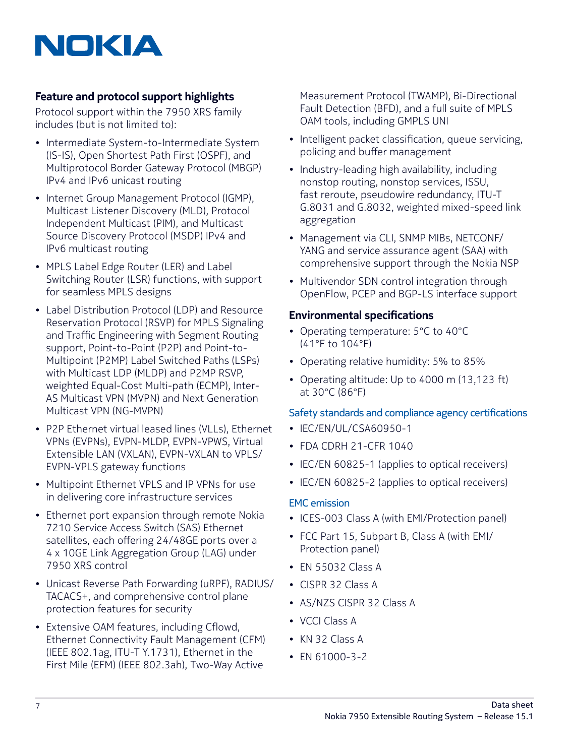## Feature and protocol support highlights

Protocol support within the 7950 XRS family includes (but is not limited to):

- Intermediate System-to-Intermediate System (IS-IS), Open Shortest Path First (OSPF), and Multiprotocol Border Gateway Protocol (MBGP) IPv4 and IPv6 unicast routing
- Internet Group Management Protocol (IGMP), Multicast Listener Discovery (MLD), Protocol Independent Multicast (PIM), and Multicast Source Discovery Protocol (MSDP) IPv4 and IPv6 multicast routing
- MPLS Label Edge Router (LER) and Label Switching Router (LSR) functions, with support for seamless MPLS designs
- Label Distribution Protocol (LDP) and Resource Reservation Protocol (RSVP) for MPLS Signaling and Traffic Engineering with Segment Routing support, Point-to-Point (P2P) and Point-to-Multipoint (P2MP) Label Switched Paths (LSPs) with Multicast LDP (MLDP) and P2MP RSVP, weighted Equal-Cost Multi-path (ECMP), Inter-AS Multicast VPN (MVPN) and Next Generation Multicast VPN (NG-MVPN)
- P2P Ethernet virtual leased lines (VLLs), Ethernet VPNs (EVPNs), EVPN-MLDP, EVPN-VPWS, Virtual Extensible LAN (VXLAN), EVPN-VXLAN to VPLS/EVPN-VPLS gateway functions
- Multipoint Ethernet VPLS and IP VPNs for use in delivering core infrastructure services
- Ethernet port expansion through remote Nokia 7210 Service Access Switch (SAS) Ethernet satellites, each offering 24/48GE ports over a 4 x 10GE Link Aggregation Group (LAG) under 7950 XRS control
- Unicast Reverse Path Forwarding (uRPF), RADIUS/TACACS+, and comprehensive control plane protection features for security
- Extensive OAM features, including Cflowd, Ethernet Connectivity Fault Management (CFM) (IEEE 802.1ag, ITU-T Y.1731), Ethernet in the First Mile (EFM) (IEEE 802.3ah), Two-Way Active Measurement Protocol (TWAMP), Bi-Directional Fault Detection (BFD), and a full suite of MPLS OAM tools, including GMPLS UNI
- Intelligent packet classification, queue servicing, policing and buffer management
- Industry-leading high availability, including nonstop routing, nonstop services, ISSU, fast reroute, pseudowire redundancy, ITU-T G.8031 and G.8032, weighted mixed-speed link aggregation
- Management via CLI, SNMP MIBs, NETCONF/YANG and service assurance agent (SAA) with comprehensive support through the Nokia NSP
- Multivendor SDN control integration through OpenFlow, PCEP and BGP-LS interface support

## Environmental specifications

- Operating temperature: 5°C to 40°C (41°F to 104°F)
- Operating relative humidity: 5% to 85%
- Operating altitude: Up to 4000 m (13,123 ft) at 30°C (86°F)

### Safety standards and compliance agency certifications

- IEC/EN/UL/CSA60950-1
- FDA CDRH 21-CFR 1040
- IEC/EN 60825-1 (applies to optical receivers)
- IEC/EN 60825-2 (applies to optical receivers)

### EMC emission

- ICES-003 Class A (with EMI/Protection panel)
- FCC Part 15, Subpart B, Class A (with EMI/Protection panel)
- EN 55032 Class A
- CISPR 32 Class A
- AS/NZS CISPR 32 Class A
- VCCI Class A
- KN 32 Class A
- EN 61000-3-2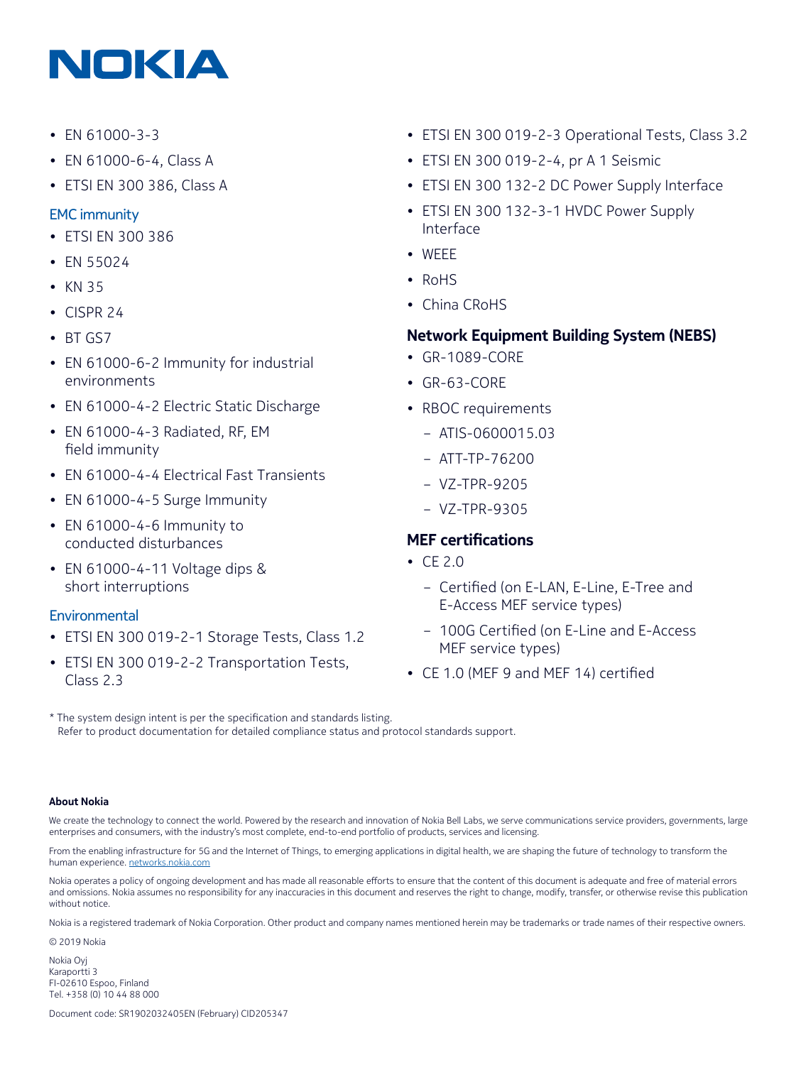- EN 61000-3-3
- EN 61000-6-4, Class A
- ETSI EN 300 386, Class A

### EMC immunity

- ETSI EN 300 386
- EN 55024
- KN 35
- CISPR 24
- BT GS7
- EN 61000-6-2 Immunity for industrial environments
- EN 61000-4-2 Electric Static Discharge
- EN 61000-4-3 Radiated, RF, EM field immunity
- EN 61000-4-4 Electrical Fast Transients
- EN 61000-4-5 Surge Immunity
- EN 61000-4-6 Immunity to conducted disturbances
- EN 61000-4-11 Voltage dips & short interruptions

### Environmental

- ETSI EN 300 019-2-1 Storage Tests, Class 1.2
- ETSI EN 300 019-2-2 Transportation Tests, Class 2.3
- ETSI EN 300 019-2-3 Operational Tests, Class 3.2
- ETSI EN 300 019-2-4, pr A 1 Seismic
- ETSI EN 300 132-2 DC Power Supply Interface
- ETSI EN 300 132-3-1 HVDC Power Supply Interface
- WEEE
- RoHS
- China CRoHS

### Network Equipment Building System (NEBS)

- GR-1089-CORE
- GR-63-CORE
- RBOC requirements
  - ATIS-0600015.03
  - ATT-TP-76200
  - VZ-TPR-9205
  - VZ-TPR-9305

### MEF certifications

- CE 2.0
  - Certified (on E-LAN, E-Line, E-Tree and E-Access MEF service types)
  - 100G Certified (on E-Line and E-Access MEF service types)
- CE 1.0 (MEF 9 and MEF 14) certified

* The system design intent is per the specification and standards listing.
Refer to product documentation for detailed compliance status and protocol standards support.

**About Nokia**

We create the technology to connect the world. Powered by the research and innovation of Nokia Bell Labs, we serve communications service providers, governments, large enterprises and consumers, with the industry's most complete, end-to-end portfolio of products, services and licensing.

From the enabling infrastructure for 5G and the Internet of Things, to emerging applications in digital health, we are shaping the future of technology to transform the human experience. networks.nokia.com

Nokia operates a policy of ongoing development and has made all reasonable efforts to ensure that the content of this document is adequate and free of material errors and omissions. Nokia assumes no responsibility for any inaccuracies in this document and reserves the right to change, modify, transfer, or otherwise revise this publication without notice.

Nokia is a registered trademark of Nokia Corporation. Other product and company names mentioned herein may be trademarks or trade names of their respective owners.

© 2019 Nokia

Nokia Oyj
Karaportti 3
FI-02610 Espoo, Finland
Tel. +358 (0) 10 44 88 000

Document code: SR1902032405EN (February) CID205347